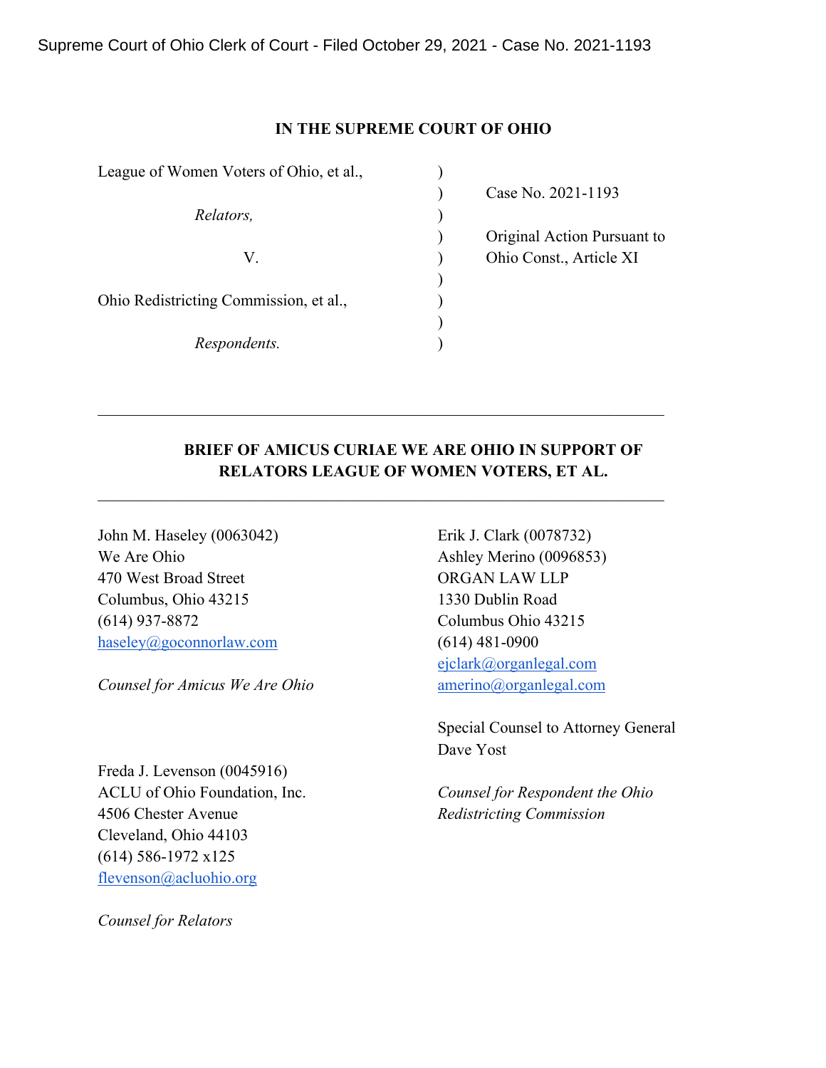Supreme Court of Ohio Clerk of Court - Filed October 29, 2021 - Case No. 2021-1193

**IN THE SUPREME COURT OF OHIO**

| | | |
|---|---|---|
| League of Women Voters of Ohio, et al., | ) | |
| | ) | Case No. 2021-1193 |
| *Relators,* | ) | |
| | ) | Original Action Pursuant to |
| v. | ) | Ohio Const., Article XI |
| | ) | |
| Ohio Redistricting Commission, et al., | ) | |
| | ) | |
| *Respondents.* | ) | |

---

**BRIEF OF AMICUS CURIAE WE ARE OHIO IN SUPPORT OF RELATORS LEAGUE OF WOMEN VOTERS, ET AL.**

---

John M. Haseley (0063042)
We Are Ohio
470 West Broad Street
Columbus, Ohio 43215
(614) 937-8872
haseley@goconnorlaw.com

*Counsel for Amicus We Are Ohio*

Freda J. Levenson (0045916)
ACLU of Ohio Foundation, Inc.
4506 Chester Avenue
Cleveland, Ohio 44103
(614) 586-1972 x125
flevenson@acluohio.org

*Counsel for Relators*

Erik J. Clark (0078732)
Ashley Merino (0096853)
ORGAN LAW LLP
1330 Dublin Road
Columbus Ohio 43215
(614) 481-0900
ejclark@organlegal.com
amerino@organlegal.com

Special Counsel to Attorney General Dave Yost

*Counsel for Respondent the Ohio Redistricting Commission*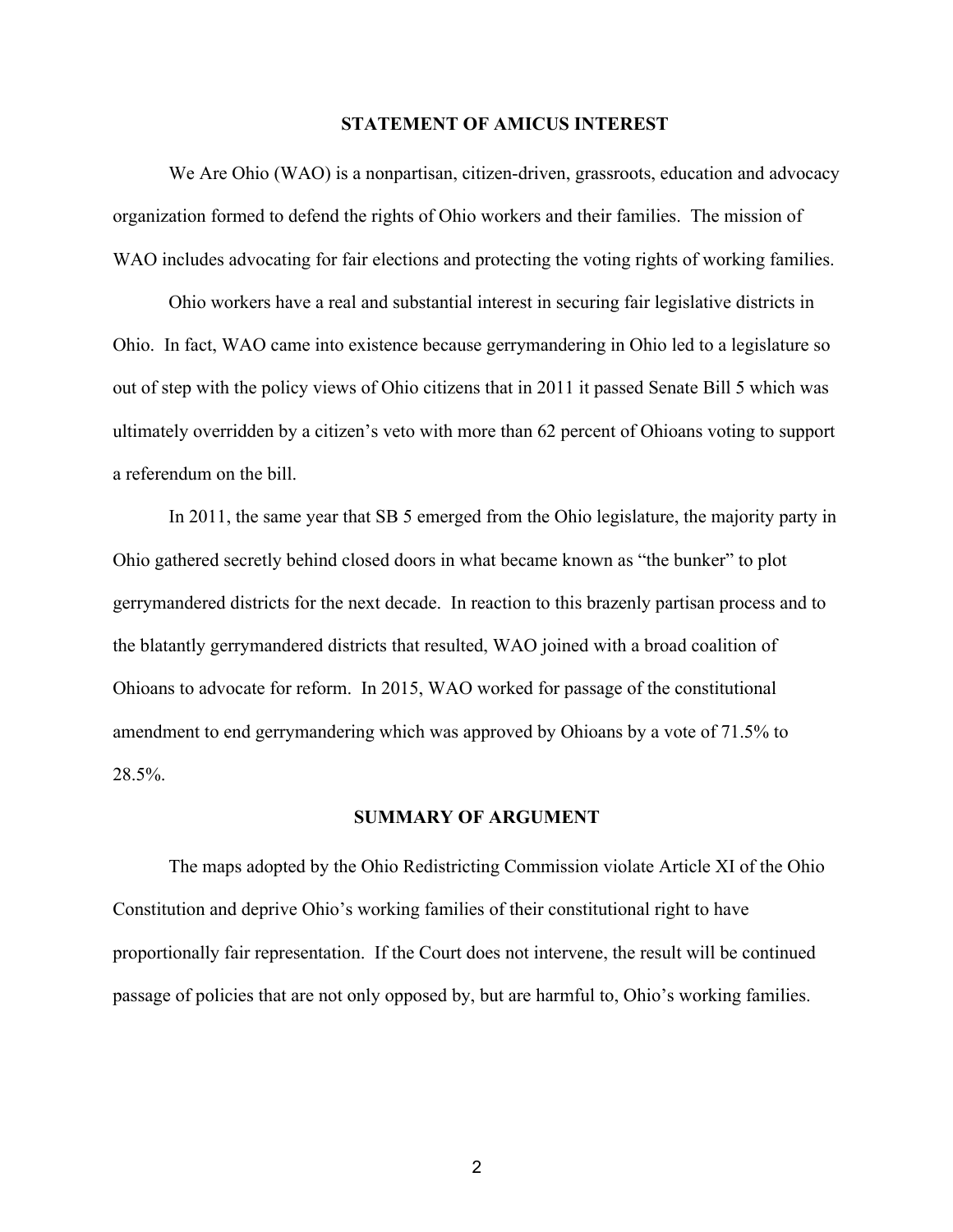## STATEMENT OF AMICUS INTEREST

We Are Ohio (WAO) is a nonpartisan, citizen-driven, grassroots, education and advocacy organization formed to defend the rights of Ohio workers and their families. The mission of WAO includes advocating for fair elections and protecting the voting rights of working families.

Ohio workers have a real and substantial interest in securing fair legislative districts in Ohio. In fact, WAO came into existence because gerrymandering in Ohio led to a legislature so out of step with the policy views of Ohio citizens that in 2011 it passed Senate Bill 5 which was ultimately overridden by a citizen's veto with more than 62 percent of Ohioans voting to support a referendum on the bill.

In 2011, the same year that SB 5 emerged from the Ohio legislature, the majority party in Ohio gathered secretly behind closed doors in what became known as "the bunker" to plot gerrymandered districts for the next decade. In reaction to this brazenly partisan process and to the blatantly gerrymandered districts that resulted, WAO joined with a broad coalition of Ohioans to advocate for reform. In 2015, WAO worked for passage of the constitutional amendment to end gerrymandering which was approved by Ohioans by a vote of 71.5% to 28.5%.

## SUMMARY OF ARGUMENT

The maps adopted by the Ohio Redistricting Commission violate Article XI of the Ohio Constitution and deprive Ohio's working families of their constitutional right to have proportionally fair representation. If the Court does not intervene, the result will be continued passage of policies that are not only opposed by, but are harmful to, Ohio's working families.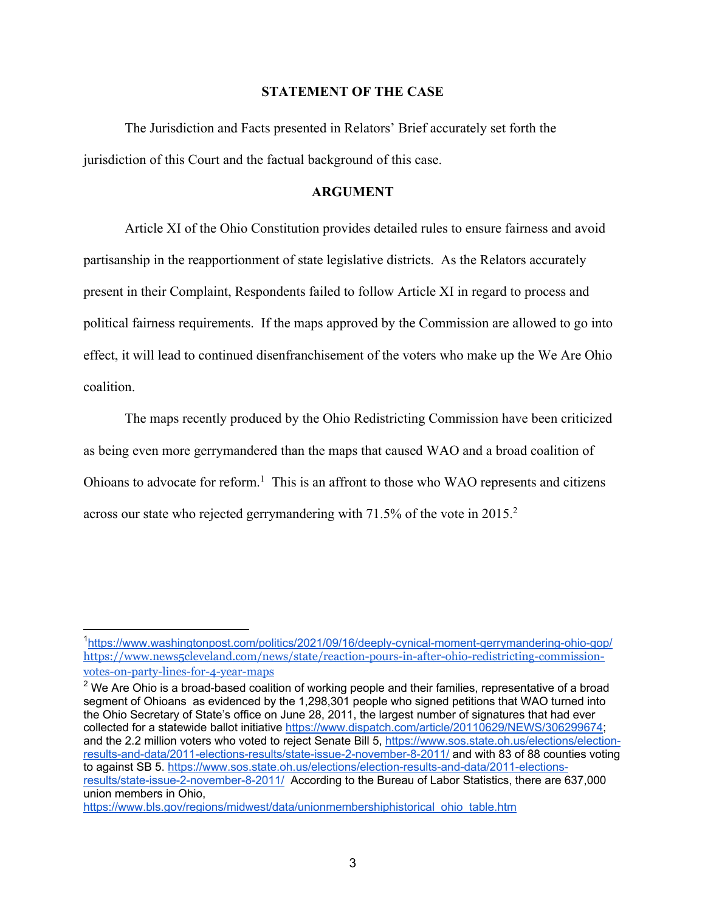## STATEMENT OF THE CASE

The Jurisdiction and Facts presented in Relators' Brief accurately set forth the jurisdiction of this Court and the factual background of this case.

## ARGUMENT

Article XI of the Ohio Constitution provides detailed rules to ensure fairness and avoid partisanship in the reapportionment of state legislative districts. As the Relators accurately present in their Complaint, Respondents failed to follow Article XI in regard to process and political fairness requirements. If the maps approved by the Commission are allowed to go into effect, it will lead to continued disenfranchisement of the voters who make up the We Are Ohio coalition.

The maps recently produced by the Ohio Redistricting Commission have been criticized as being even more gerrymandered than the maps that caused WAO and a broad coalition of Ohioans to advocate for reform.[1] This is an affront to those who WAO represents and citizens across our state who rejected gerrymandering with 71.5% of the vote in 2015.[2]

---

[1] https://www.washingtonpost.com/politics/2021/09/16/deeply-cynical-moment-gerrymandering-ohio-gop/ https://www.news5cleveland.com/news/state/reaction-pours-in-after-ohio-redistricting-commission-votes-on-party-lines-for-4-year-maps

[2] We Are Ohio is a broad-based coalition of working people and their families, representative of a broad segment of Ohioans as evidenced by the 1,298,301 people who signed petitions that WAO turned into the Ohio Secretary of State's office on June 28, 2011, the largest number of signatures that had ever collected for a statewide ballot initiative https://www.dispatch.com/article/20110629/NEWS/306299674; and the 2.2 million voters who voted to reject Senate Bill 5, https://www.sos.state.oh.us/elections/election-results-and-data/2011-elections-results/state-issue-2-november-8-2011/ and with 83 of 88 counties voting to against SB 5. https://www.sos.state.oh.us/elections/election-results-and-data/2011-elections-results/state-issue-2-november-8-2011/ According to the Bureau of Labor Statistics, there are 637,000 union members in Ohio, https://www.bls.gov/regions/midwest/data/unionmembershiphistorical_ohio_table.htm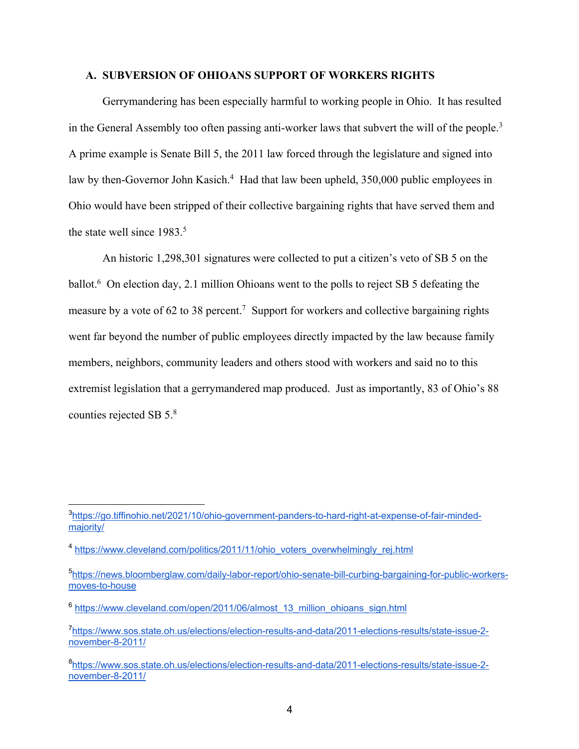### A. SUBVERSION OF OHIOANS SUPPORT OF WORKERS RIGHTS

Gerrymandering has been especially harmful to working people in Ohio. It has resulted in the General Assembly too often passing anti-worker laws that subvert the will of the people.[3] A prime example is Senate Bill 5, the 2011 law forced through the legislature and signed into law by then-Governor John Kasich.[4] Had that law been upheld, 350,000 public employees in Ohio would have been stripped of their collective bargaining rights that have served them and the state well since 1983.[5]

An historic 1,298,301 signatures were collected to put a citizen's veto of SB 5 on the ballot.[6] On election day, 2.1 million Ohioans went to the polls to reject SB 5 defeating the measure by a vote of 62 to 38 percent.[7] Support for workers and collective bargaining rights went far beyond the number of public employees directly impacted by the law because family members, neighbors, community leaders and others stood with workers and said no to this extremist legislation that a gerrymandered map produced. Just as importantly, 83 of Ohio's 88 counties rejected SB 5.[8]

---

[3] https://go.tiffinohio.net/2021/10/ohio-government-panders-to-hard-right-at-expense-of-fair-minded-majority/

[4] https://www.cleveland.com/politics/2011/11/ohio_voters_overwhelmingly_rej.html

[5] https://news.bloomberglaw.com/daily-labor-report/ohio-senate-bill-curbing-bargaining-for-public-workers-moves-to-house

[6] https://www.cleveland.com/open/2011/06/almost_13_million_ohioans_sign.html

[7] https://www.sos.state.oh.us/elections/election-results-and-data/2011-elections-results/state-issue-2-november-8-2011/

[8] https://www.sos.state.oh.us/elections/election-results-and-data/2011-elections-results/state-issue-2-november-8-2011/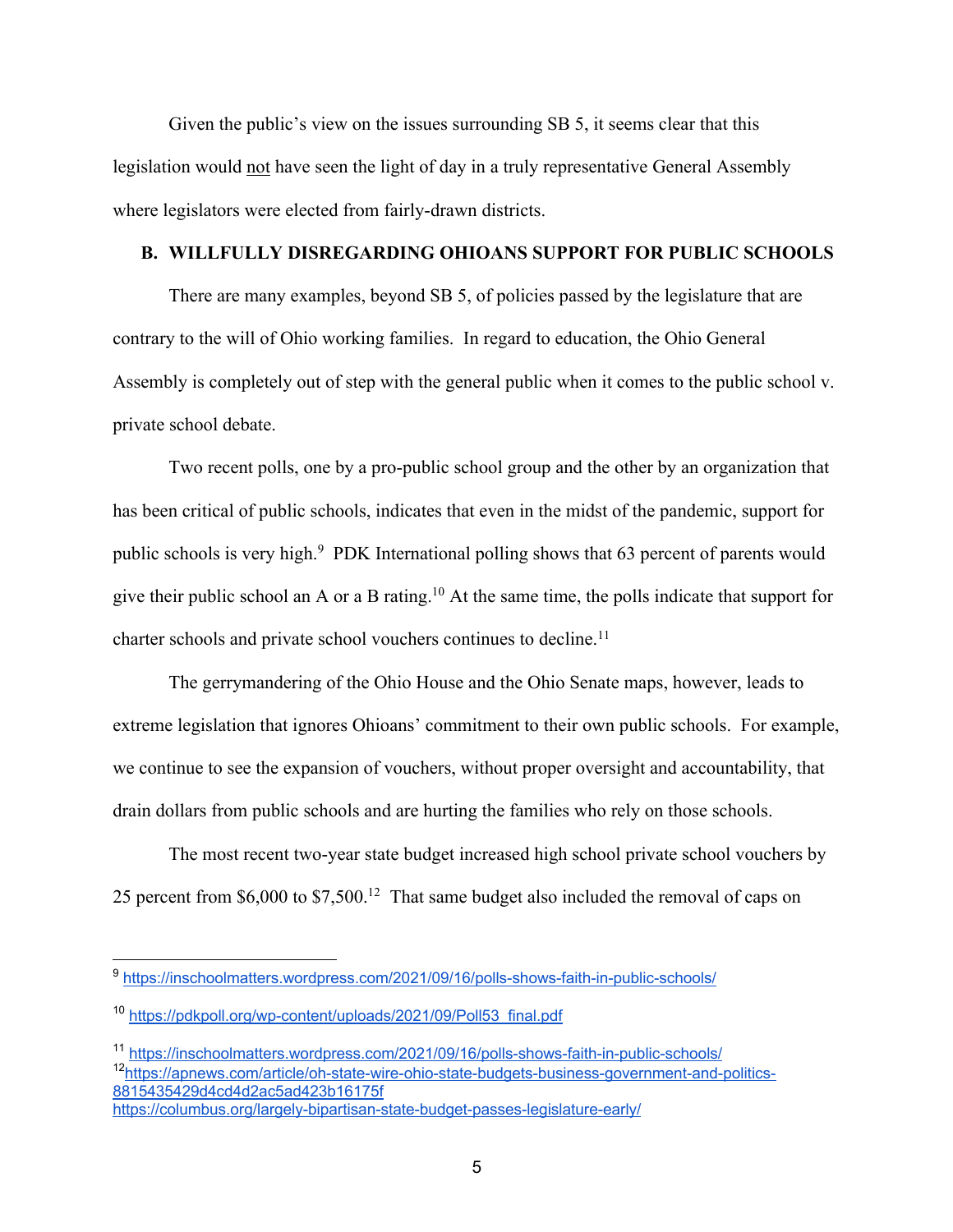Given the public's view on the issues surrounding SB 5, it seems clear that this legislation would not have seen the light of day in a truly representative General Assembly where legislators were elected from fairly-drawn districts.

## B. WILLFULLY DISREGARDING OHIOANS SUPPORT FOR PUBLIC SCHOOLS

There are many examples, beyond SB 5, of policies passed by the legislature that are contrary to the will of Ohio working families. In regard to education, the Ohio General Assembly is completely out of step with the general public when it comes to the public school v. private school debate.

Two recent polls, one by a pro-public school group and the other by an organization that has been critical of public schools, indicates that even in the midst of the pandemic, support for public schools is very high.[9] PDK International polling shows that 63 percent of parents would give their public school an A or a B rating.[10] At the same time, the polls indicate that support for charter schools and private school vouchers continues to decline.[11]

The gerrymandering of the Ohio House and the Ohio Senate maps, however, leads to extreme legislation that ignores Ohioans' commitment to their own public schools. For example, we continue to see the expansion of vouchers, without proper oversight and accountability, that drain dollars from public schools and are hurting the families who rely on those schools.

The most recent two-year state budget increased high school private school vouchers by 25 percent from $6,000 to $7,500.[12] That same budget also included the removal of caps on

---

[9] https://inschoolmatters.wordpress.com/2021/09/16/polls-shows-faith-in-public-schools/

[10] https://pdkpoll.org/wp-content/uploads/2021/09/Poll53_final.pdf

[11] https://inschoolmatters.wordpress.com/2021/09/16/polls-shows-faith-in-public-schools/

[12] https://apnews.com/article/oh-state-wire-ohio-state-budgets-business-government-and-politics-8815435429d4cd4d2ac5ad423b16175f
https://columbus.org/largely-bipartisan-state-budget-passes-legislature-early/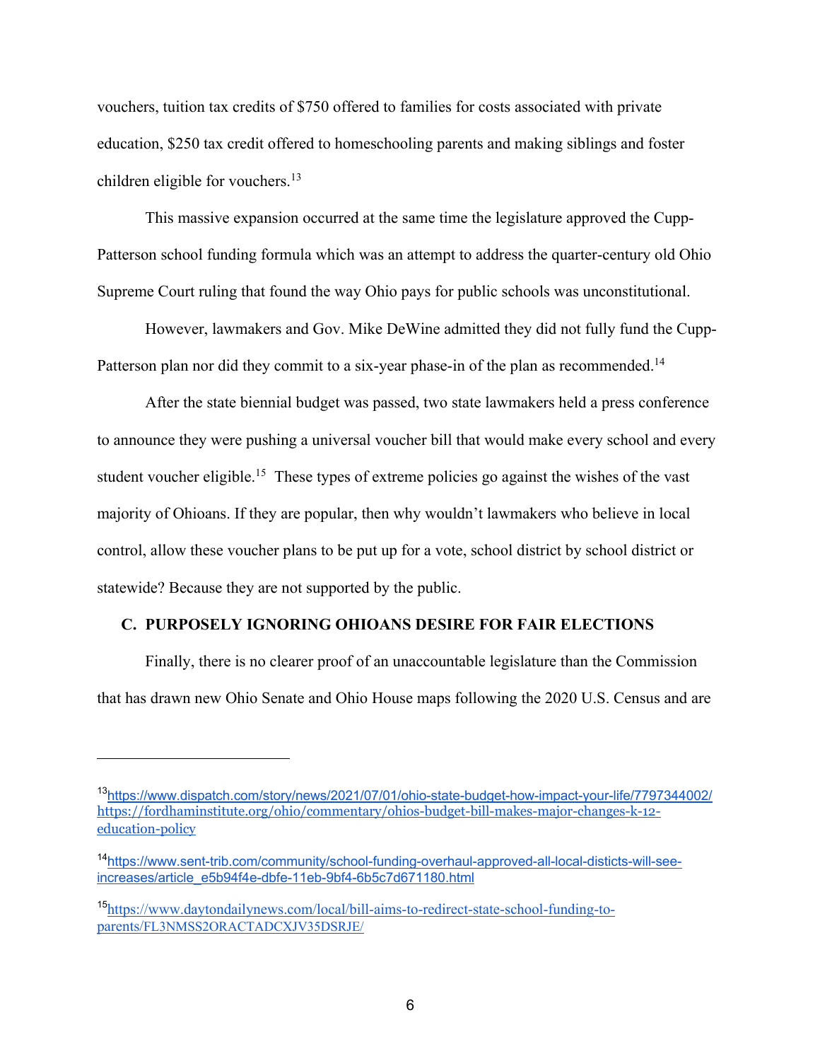vouchers, tuition tax credits of $750 offered to families for costs associated with private education, $250 tax credit offered to homeschooling parents and making siblings and foster children eligible for vouchers.[13]

This massive expansion occurred at the same time the legislature approved the Cupp-Patterson school funding formula which was an attempt to address the quarter-century old Ohio Supreme Court ruling that found the way Ohio pays for public schools was unconstitutional.

However, lawmakers and Gov. Mike DeWine admitted they did not fully fund the Cupp-Patterson plan nor did they commit to a six-year phase-in of the plan as recommended.[14]

After the state biennial budget was passed, two state lawmakers held a press conference to announce they were pushing a universal voucher bill that would make every school and every student voucher eligible.[15] These types of extreme policies go against the wishes of the vast majority of Ohioans. If they are popular, then why wouldn't lawmakers who believe in local control, allow these voucher plans to be put up for a vote, school district by school district or statewide? Because they are not supported by the public.

### C. PURPOSELY IGNORING OHIOANS DESIRE FOR FAIR ELECTIONS

Finally, there is no clearer proof of an unaccountable legislature than the Commission that has drawn new Ohio Senate and Ohio House maps following the 2020 U.S. Census and are

---

[13] https://www.dispatch.com/story/news/2021/07/01/ohio-state-budget-how-impact-your-life/7797344002/ https://fordhaminstitute.org/ohio/commentary/ohios-budget-bill-makes-major-changes-k-12-education-policy

[14] https://www.sent-trib.com/community/school-funding-overhaul-approved-all-local-disticts-will-see-increases/article_e5b94f4e-dbfe-11eb-9bf4-6b5c7d671180.html

[15] https://www.daytondailynews.com/local/bill-aims-to-redirect-state-school-funding-to-parents/FL3NMSS2ORACTADCXJV35DSRJE/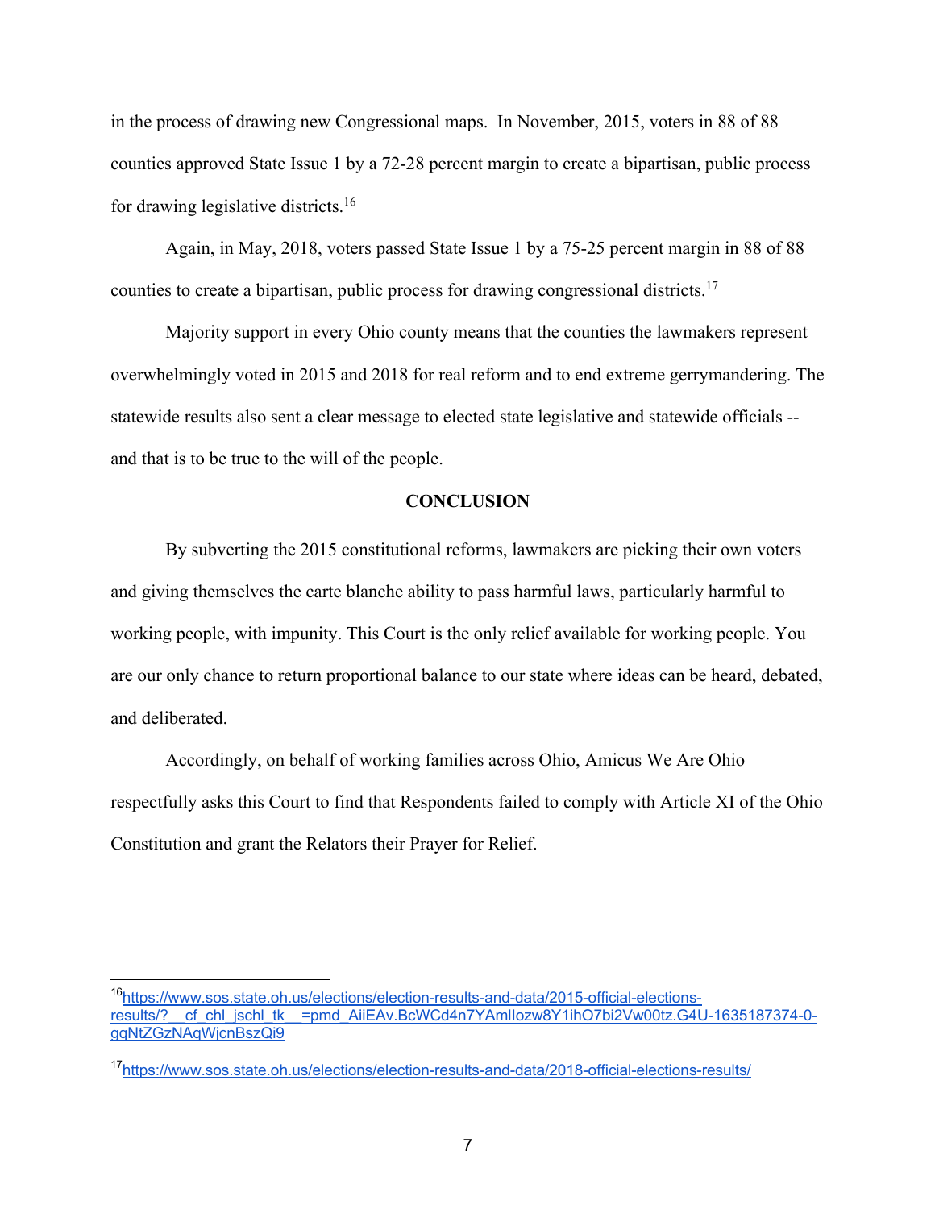in the process of drawing new Congressional maps. In November, 2015, voters in 88 of 88 counties approved State Issue 1 by a 72-28 percent margin to create a bipartisan, public process for drawing legislative districts.[16]

Again, in May, 2018, voters passed State Issue 1 by a 75-25 percent margin in 88 of 88 counties to create a bipartisan, public process for drawing congressional districts.[17]

Majority support in every Ohio county means that the counties the lawmakers represent overwhelmingly voted in 2015 and 2018 for real reform and to end extreme gerrymandering. The statewide results also sent a clear message to elected state legislative and statewide officials -- and that is to be true to the will of the people.

## CONCLUSION

By subverting the 2015 constitutional reforms, lawmakers are picking their own voters and giving themselves the carte blanche ability to pass harmful laws, particularly harmful to working people, with impunity. This Court is the only relief available for working people. You are our only chance to return proportional balance to our state where ideas can be heard, debated, and deliberated.

Accordingly, on behalf of working families across Ohio, Amicus We Are Ohio respectfully asks this Court to find that Respondents failed to comply with Article XI of the Ohio Constitution and grant the Relators their Prayer for Relief.

---

[16] https://www.sos.state.oh.us/elections/election-results-and-data/2015-official-elections-results/?__cf_chl_jschl_tk__=pmd_AiiEAv.BcWCd4n7YAmlIozw8Y1ihO7bi2Vw00tz.G4U-1635187374-0-gqNtZGzNAqWjcnBszQi9

[17] https://www.sos.state.oh.us/elections/election-results-and-data/2018-official-elections-results/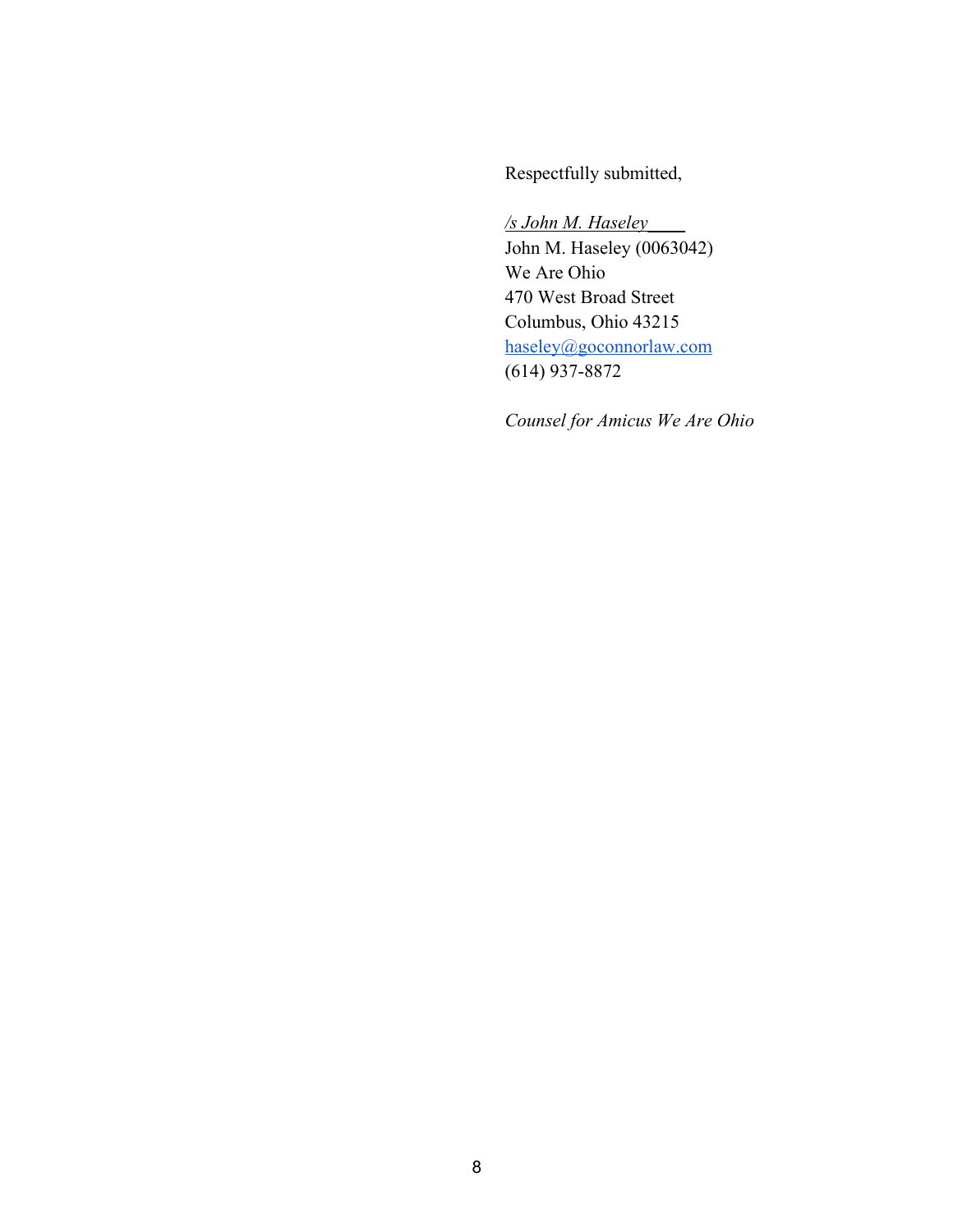Respectfully submitted,

*/s John M. Haseley*\_\_\_\_
John M. Haseley (0063042)
We Are Ohio
470 West Broad Street
Columbus, Ohio 43215
haseley@goconnorlaw.com
(614) 937-8872

*Counsel for Amicus We Are Ohio*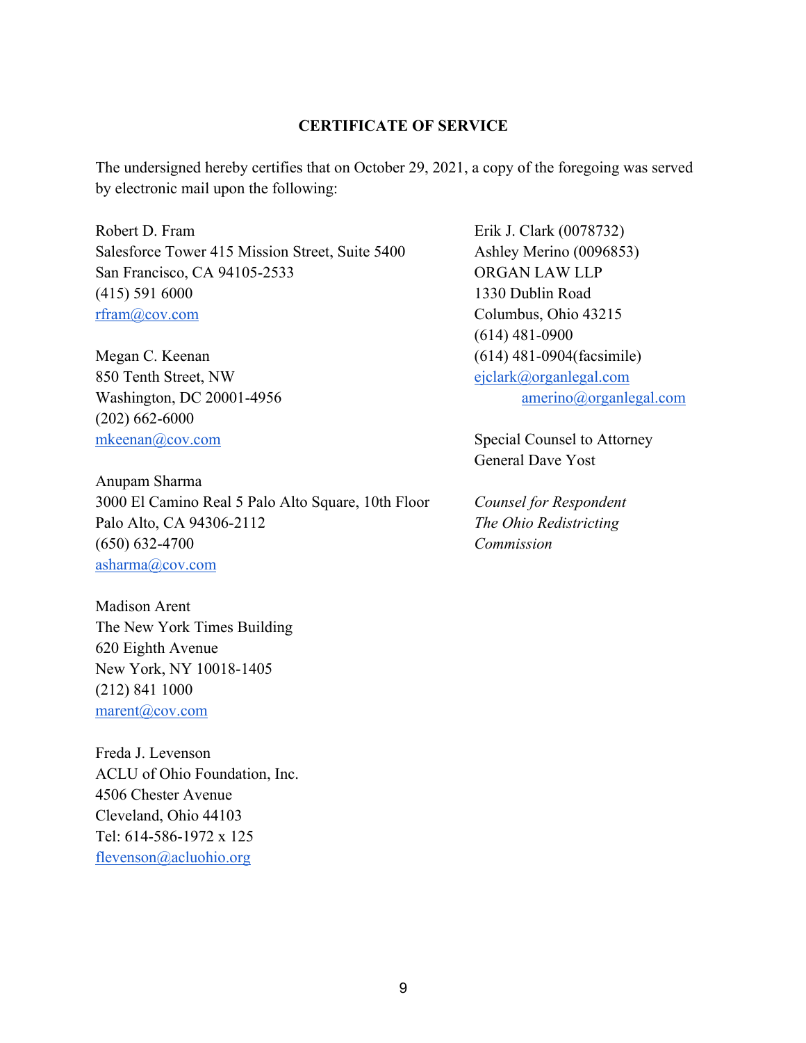**CERTIFICATE OF SERVICE**

The undersigned hereby certifies that on October 29, 2021, a copy of the foregoing was served by electronic mail upon the following:

Robert D. Fram
Salesforce Tower 415 Mission Street, Suite 5400
San Francisco, CA 94105-2533
(415) 591 6000
rfram@cov.com

Megan C. Keenan
850 Tenth Street, NW
Washington, DC 20001-4956
(202) 662-6000
mkeenan@cov.com

Anupam Sharma
3000 El Camino Real 5 Palo Alto Square, 10th Floor
Palo Alto, CA 94306-2112
(650) 632-4700
asharma@cov.com

Madison Arent
The New York Times Building
620 Eighth Avenue
New York, NY 10018-1405
(212) 841 1000
marent@cov.com

Freda J. Levenson
ACLU of Ohio Foundation, Inc.
4506 Chester Avenue
Cleveland, Ohio 44103
Tel: 614-586-1972 x 125
flevenson@acluohio.org

Erik J. Clark (0078732)
Ashley Merino (0096853)
ORGAN LAW LLP
1330 Dublin Road
Columbus, Ohio 43215
(614) 481-0900
(614) 481-0904(facsimile)
ejclark@organlegal.com
amerino@organlegal.com

Special Counsel to Attorney General Dave Yost

*Counsel for Respondent The Ohio Redistricting Commission*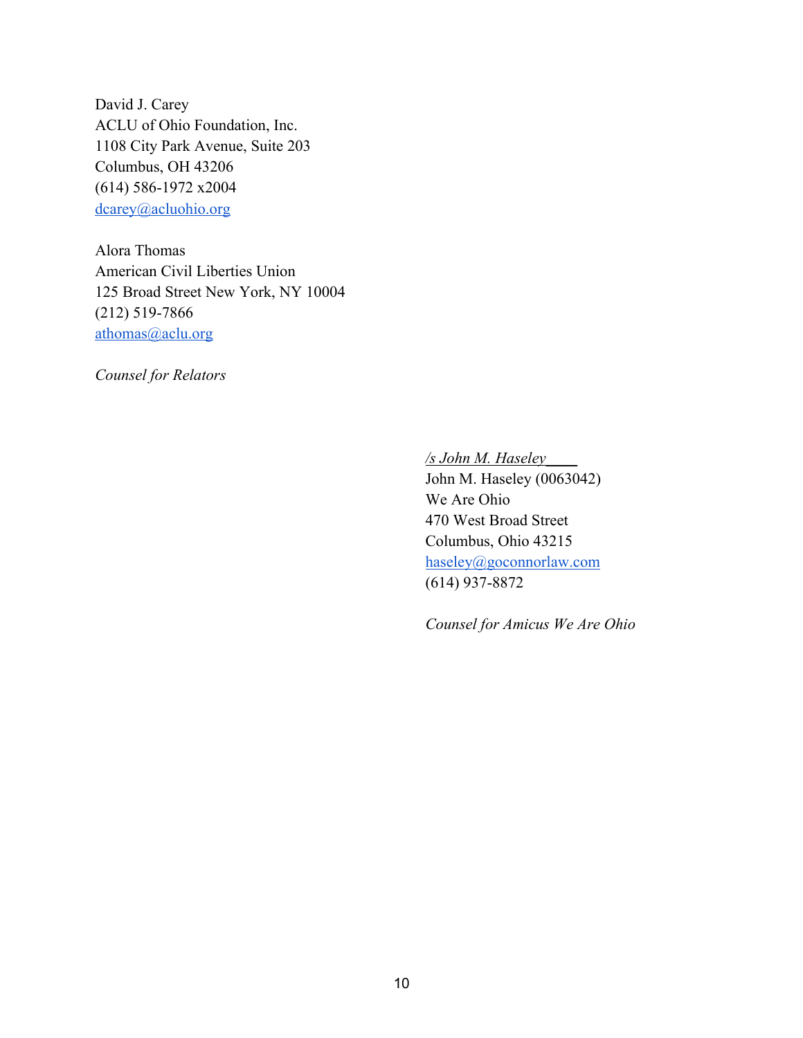David J. Carey
ACLU of Ohio Foundation, Inc.
1108 City Park Avenue, Suite 203
Columbus, OH 43206
(614) 586-1972 x2004
dcarey@acluohio.org

Alora Thomas
American Civil Liberties Union
125 Broad Street New York, NY 10004
(212) 519-7866
athomas@aclu.org

*Counsel for Relators*

*/s John M. Haseley*____
John M. Haseley (0063042)
We Are Ohio
470 West Broad Street
Columbus, Ohio 43215
haseley@goconnorlaw.com
(614) 937-8872

*Counsel for Amicus We Are Ohio*